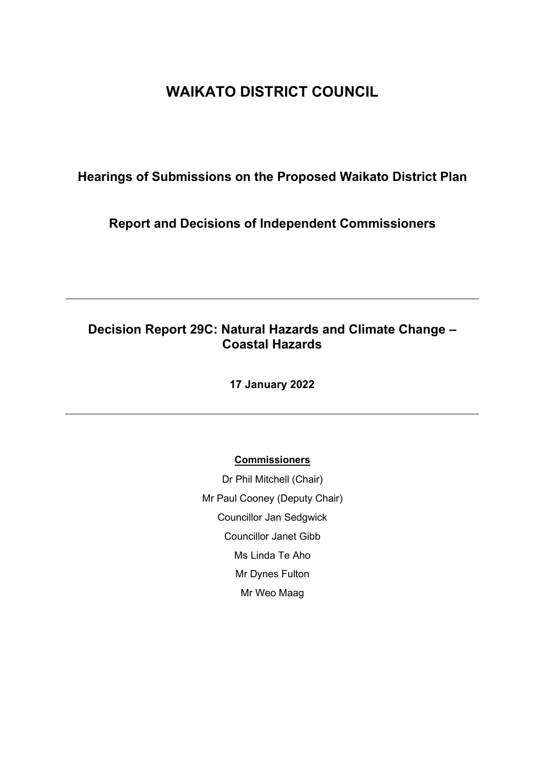# WAIKATO DISTRICT COUNCIL

## Hearings of Submissions on the Proposed Waikato District Plan

## Report and Decisions of Independent Commissioners

---

## Decision Report 29C: Natural Hazards and Climate Change – Coastal Hazards

**17 January 2022**

---

**Commissioners**

Dr Phil Mitchell (Chair)

Mr Paul Cooney (Deputy Chair)

Councillor Jan Sedgwick

Councillor Janet Gibb

Ms Linda Te Aho

Mr Dynes Fulton

Mr Weo Maag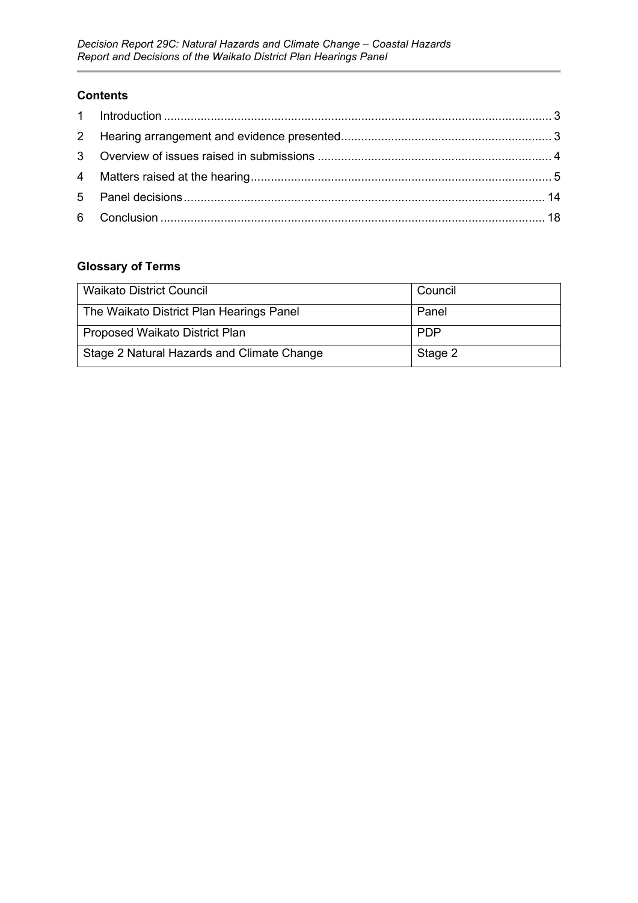## Contents

1 Introduction ........................................................................................................ 3

2 Hearing arrangement and evidence presented.............................................................. 3

3 Overview of issues raised in submissions ..................................................................... 4

4 Matters raised at the hearing......................................................................................... 5

5 Panel decisions........................................................................................................... 14

6 Conclusion ................................................................................................................. 18

## Glossary of Terms

| | |
|---|---|
| Waikato District Council | Council |
| The Waikato District Plan Hearings Panel | Panel |
| Proposed Waikato District Plan | PDP |
| Stage 2 Natural Hazards and Climate Change | Stage 2 |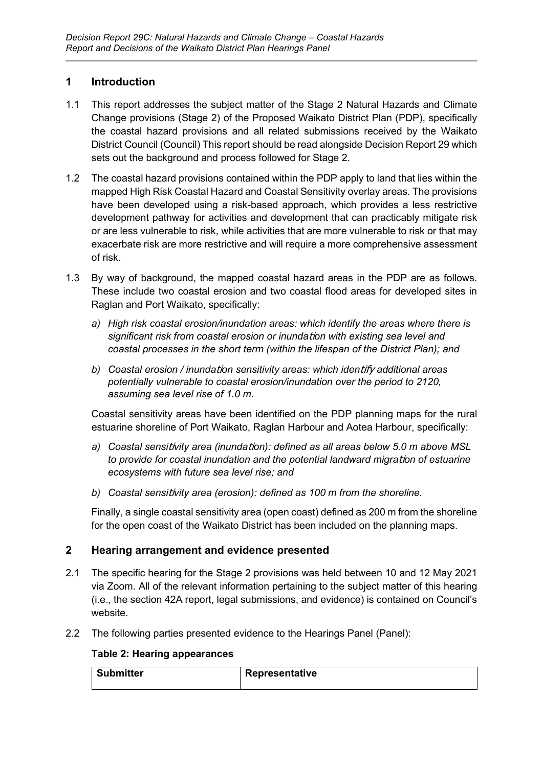## 1 Introduction

1.1 This report addresses the subject matter of the Stage 2 Natural Hazards and Climate Change provisions (Stage 2) of the Proposed Waikato District Plan (PDP), specifically the coastal hazard provisions and all related submissions received by the Waikato District Council (Council) This report should be read alongside Decision Report 29 which sets out the background and process followed for Stage 2.

1.2 The coastal hazard provisions contained within the PDP apply to land that lies within the mapped High Risk Coastal Hazard and Coastal Sensitivity overlay areas. The provisions have been developed using a risk-based approach, which provides a less restrictive development pathway for activities and development that can practicably mitigate risk or are less vulnerable to risk, while activities that are more vulnerable to risk or that may exacerbate risk are more restrictive and will require a more comprehensive assessment of risk.

1.3 By way of background, the mapped coastal hazard areas in the PDP are as follows. These include two coastal erosion and two coastal flood areas for developed sites in Raglan and Port Waikato, specifically:

a) *High risk coastal erosion/inundation areas: which identify the areas where there is significant risk from coastal erosion or inundation with existing sea level and coastal processes in the short term (within the lifespan of the District Plan); and*

b) *Coastal erosion / inundation sensitivity areas: which identify additional areas potentially vulnerable to coastal erosion/inundation over the period to 2120, assuming sea level rise of 1.0 m.*

Coastal sensitivity areas have been identified on the PDP planning maps for the rural estuarine shoreline of Port Waikato, Raglan Harbour and Aotea Harbour, specifically:

a) *Coastal sensitivity area (inundation): defined as all areas below 5.0 m above MSL to provide for coastal inundation and the potential landward migration of estuarine ecosystems with future sea level rise; and*

b) *Coastal sensitivity area (erosion): defined as 100 m from the shoreline.*

Finally, a single coastal sensitivity area (open coast) defined as 200 m from the shoreline for the open coast of the Waikato District has been included on the planning maps.

## 2 Hearing arrangement and evidence presented

2.1 The specific hearing for the Stage 2 provisions was held between 10 and 12 May 2021 via Zoom. All of the relevant information pertaining to the subject matter of this hearing (i.e., the section 42A report, legal submissions, and evidence) is contained on Council's website.

2.2 The following parties presented evidence to the Hearings Panel (Panel):

**Table 2: Hearing appearances**

| Submitter | Representative |
|---|---|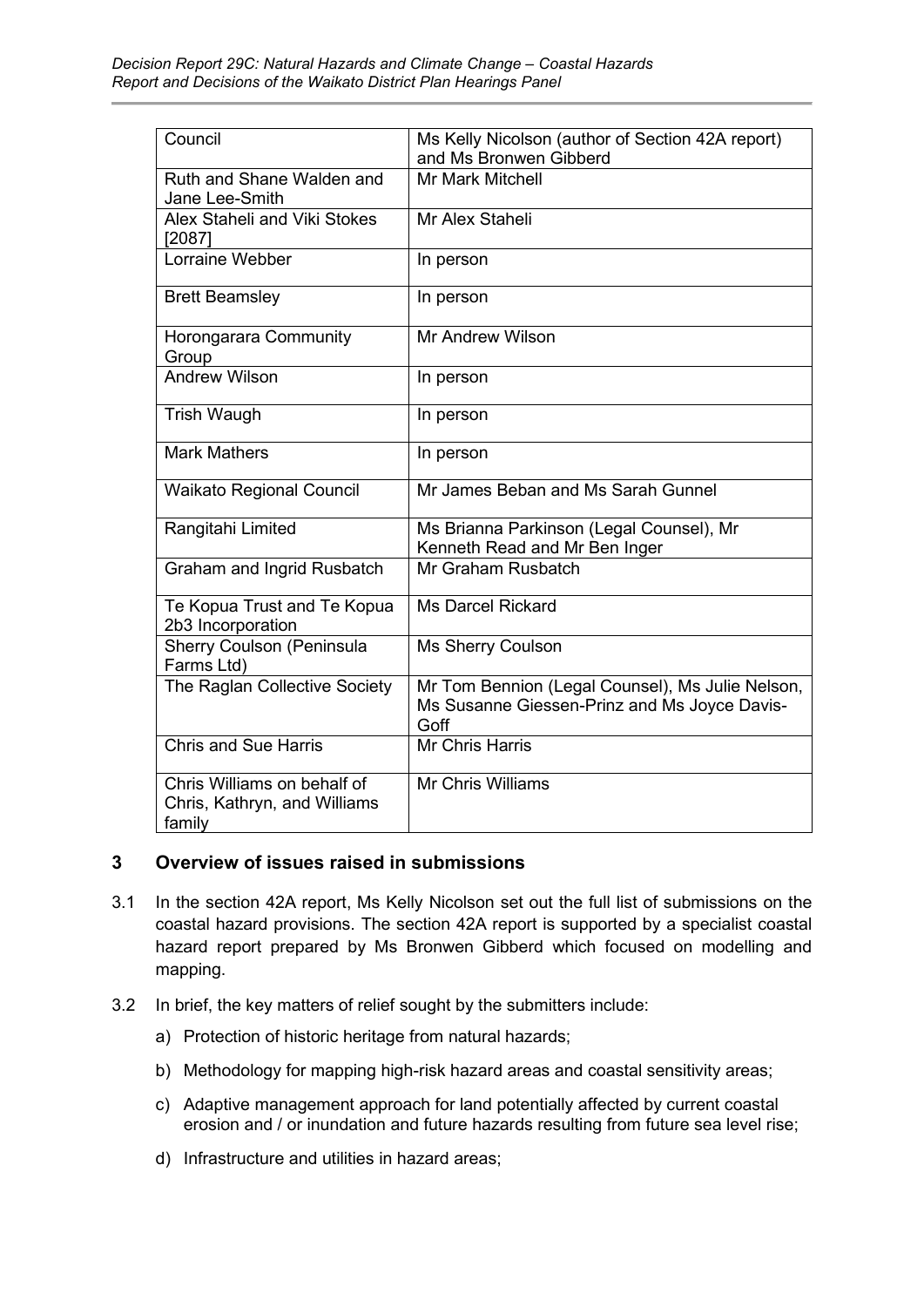| Council | Ms Kelly Nicolson (author of Section 42A report) and Ms Bronwen Gibberd |
|---|---|
| Ruth and Shane Walden and Jane Lee-Smith | Mr Mark Mitchell |
| Alex Staheli and Viki Stokes [2087] | Mr Alex Staheli |
| Lorraine Webber | In person |
| Brett Beamsley | In person |
| Horongarara Community Group | Mr Andrew Wilson |
| Andrew Wilson | In person |
| Trish Waugh | In person |
| Mark Mathers | In person |
| Waikato Regional Council | Mr James Beban and Ms Sarah Gunnel |
| Rangitahi Limited | Ms Brianna Parkinson (Legal Counsel), Mr Kenneth Read and Mr Ben Inger |
| Graham and Ingrid Rusbatch | Mr Graham Rusbatch |
| Te Kopua Trust and Te Kopua 2b3 Incorporation | Ms Darcel Rickard |
| Sherry Coulson (Peninsula Farms Ltd) | Ms Sherry Coulson |
| The Raglan Collective Society | Mr Tom Bennion (Legal Counsel), Ms Julie Nelson, Ms Susanne Giessen-Prinz and Ms Joyce Davis-Goff |
| Chris and Sue Harris | Mr Chris Harris |
| Chris Williams on behalf of Chris, Kathryn, and Williams family | Mr Chris Williams |

## 3 Overview of issues raised in submissions

3.1 In the section 42A report, Ms Kelly Nicolson set out the full list of submissions on the coastal hazard provisions. The section 42A report is supported by a specialist coastal hazard report prepared by Ms Bronwen Gibberd which focused on modelling and mapping.

3.2 In brief, the key matters of relief sought by the submitters include:

a) Protection of historic heritage from natural hazards;

b) Methodology for mapping high-risk hazard areas and coastal sensitivity areas;

c) Adaptive management approach for land potentially affected by current coastal erosion and / or inundation and future hazards resulting from future sea level rise;

d) Infrastructure and utilities in hazard areas;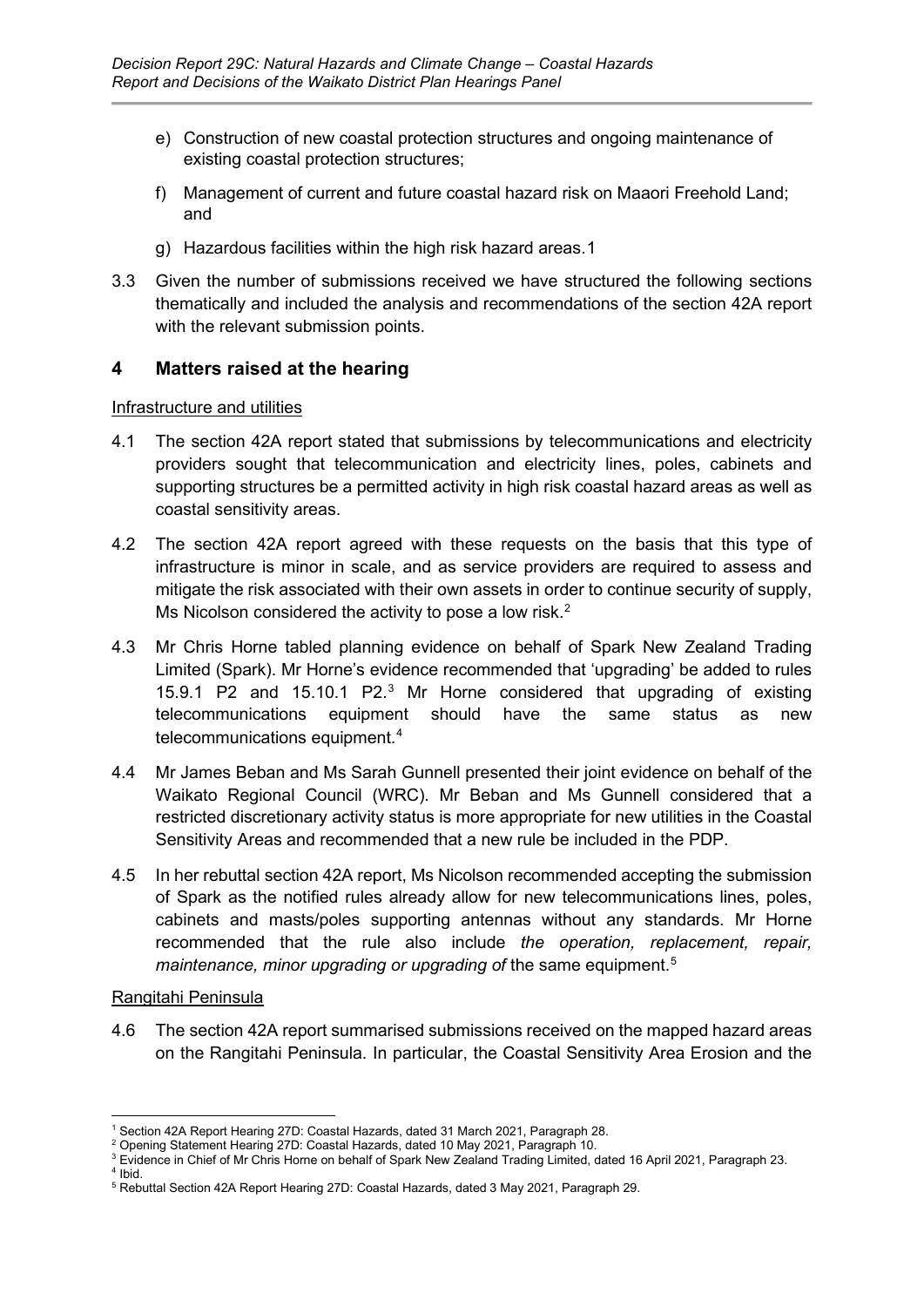e) Construction of new coastal protection structures and ongoing maintenance of existing coastal protection structures;

f) Management of current and future coastal hazard risk on Maaori Freehold Land; and

g) Hazardous facilities within the high risk hazard areas.1

3.3 Given the number of submissions received we have structured the following sections thematically and included the analysis and recommendations of the section 42A report with the relevant submission points.

## 4 Matters raised at the hearing

Infrastructure and utilities

4.1 The section 42A report stated that submissions by telecommunications and electricity providers sought that telecommunication and electricity lines, poles, cabinets and supporting structures be a permitted activity in high risk coastal hazard areas as well as coastal sensitivity areas.

4.2 The section 42A report agreed with these requests on the basis that this type of infrastructure is minor in scale, and as service providers are required to assess and mitigate the risk associated with their own assets in order to continue security of supply, Ms Nicolson considered the activity to pose a low risk.[2]

4.3 Mr Chris Horne tabled planning evidence on behalf of Spark New Zealand Trading Limited (Spark). Mr Horne's evidence recommended that 'upgrading' be added to rules 15.9.1 P2 and 15.10.1 P2.[3] Mr Horne considered that upgrading of existing telecommunications equipment should have the same status as new telecommunications equipment.[4]

4.4 Mr James Beban and Ms Sarah Gunnell presented their joint evidence on behalf of the Waikato Regional Council (WRC). Mr Beban and Ms Gunnell considered that a restricted discretionary activity status is more appropriate for new utilities in the Coastal Sensitivity Areas and recommended that a new rule be included in the PDP.

4.5 In her rebuttal section 42A report, Ms Nicolson recommended accepting the submission of Spark as the notified rules already allow for new telecommunications lines, poles, cabinets and masts/poles supporting antennas without any standards. Mr Horne recommended that the rule also include *the operation, replacement, repair, maintenance, minor upgrading or upgrading of* the same equipment.[5]

Rangitahi Peninsula

4.6 The section 42A report summarised submissions received on the mapped hazard areas on the Rangitahi Peninsula. In particular, the Coastal Sensitivity Area Erosion and the

---

[1] Section 42A Report Hearing 27D: Coastal Hazards, dated 31 March 2021, Paragraph 28.
[2] Opening Statement Hearing 27D: Coastal Hazards, dated 10 May 2021, Paragraph 10.
[3] Evidence in Chief of Mr Chris Horne on behalf of Spark New Zealand Trading Limited, dated 16 April 2021, Paragraph 23.
[4] Ibid.
[5] Rebuttal Section 42A Report Hearing 27D: Coastal Hazards, dated 3 May 2021, Paragraph 29.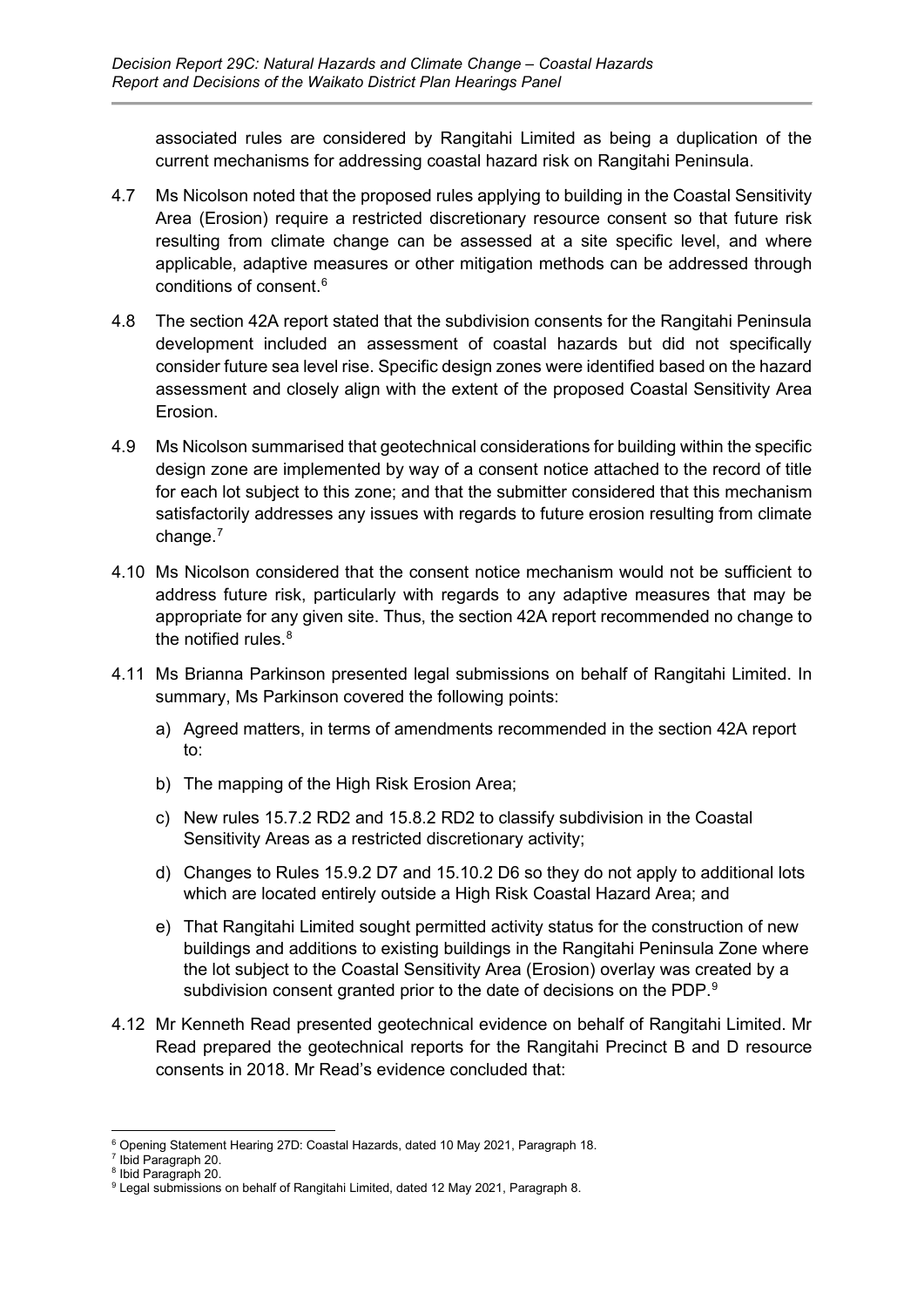associated rules are considered by Rangitahi Limited as being a duplication of the current mechanisms for addressing coastal hazard risk on Rangitahi Peninsula.

4.7 Ms Nicolson noted that the proposed rules applying to building in the Coastal Sensitivity Area (Erosion) require a restricted discretionary resource consent so that future risk resulting from climate change can be assessed at a site specific level, and where applicable, adaptive measures or other mitigation methods can be addressed through conditions of consent.[6]

4.8 The section 42A report stated that the subdivision consents for the Rangitahi Peninsula development included an assessment of coastal hazards but did not specifically consider future sea level rise. Specific design zones were identified based on the hazard assessment and closely align with the extent of the proposed Coastal Sensitivity Area Erosion.

4.9 Ms Nicolson summarised that geotechnical considerations for building within the specific design zone are implemented by way of a consent notice attached to the record of title for each lot subject to this zone; and that the submitter considered that this mechanism satisfactorily addresses any issues with regards to future erosion resulting from climate change.[7]

4.10 Ms Nicolson considered that the consent notice mechanism would not be sufficient to address future risk, particularly with regards to any adaptive measures that may be appropriate for any given site. Thus, the section 42A report recommended no change to the notified rules.[8]

4.11 Ms Brianna Parkinson presented legal submissions on behalf of Rangitahi Limited. In summary, Ms Parkinson covered the following points:

a) Agreed matters, in terms of amendments recommended in the section 42A report to:

b) The mapping of the High Risk Erosion Area;

c) New rules 15.7.2 RD2 and 15.8.2 RD2 to classify subdivision in the Coastal Sensitivity Areas as a restricted discretionary activity;

d) Changes to Rules 15.9.2 D7 and 15.10.2 D6 so they do not apply to additional lots which are located entirely outside a High Risk Coastal Hazard Area; and

e) That Rangitahi Limited sought permitted activity status for the construction of new buildings and additions to existing buildings in the Rangitahi Peninsula Zone where the lot subject to the Coastal Sensitivity Area (Erosion) overlay was created by a subdivision consent granted prior to the date of decisions on the PDP.[9]

4.12 Mr Kenneth Read presented geotechnical evidence on behalf of Rangitahi Limited. Mr Read prepared the geotechnical reports for the Rangitahi Precinct B and D resource consents in 2018. Mr Read's evidence concluded that:

---

[6] Opening Statement Hearing 27D: Coastal Hazards, dated 10 May 2021, Paragraph 18.

[7] Ibid Paragraph 20.

[8] Ibid Paragraph 20.

[9] Legal submissions on behalf of Rangitahi Limited, dated 12 May 2021, Paragraph 8.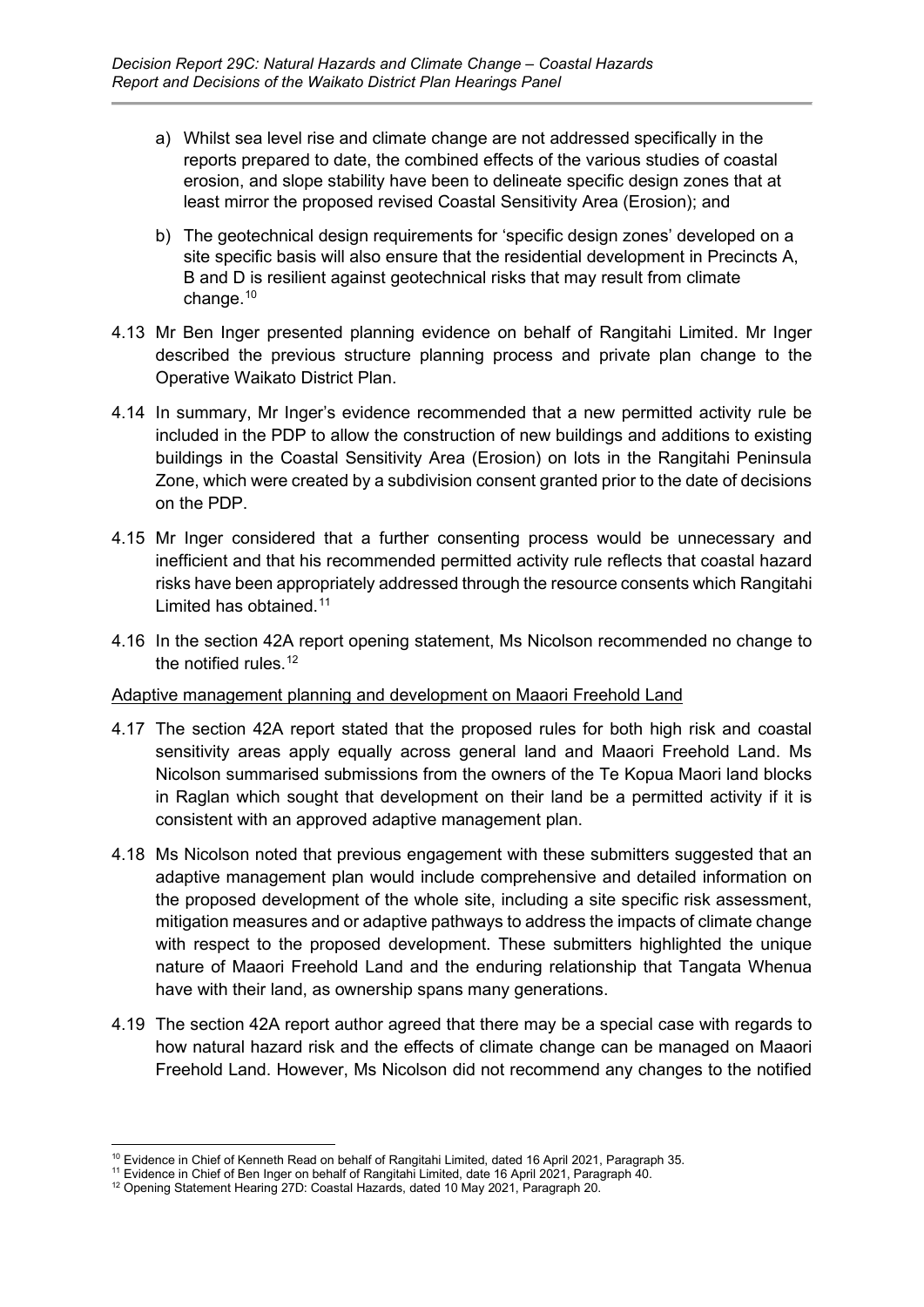a) Whilst sea level rise and climate change are not addressed specifically in the reports prepared to date, the combined effects of the various studies of coastal erosion, and slope stability have been to delineate specific design zones that at least mirror the proposed revised Coastal Sensitivity Area (Erosion); and

b) The geotechnical design requirements for 'specific design zones' developed on a site specific basis will also ensure that the residential development in Precincts A, B and D is resilient against geotechnical risks that may result from climate change.[10]

4.13 Mr Ben Inger presented planning evidence on behalf of Rangitahi Limited. Mr Inger described the previous structure planning process and private plan change to the Operative Waikato District Plan.

4.14 In summary, Mr Inger's evidence recommended that a new permitted activity rule be included in the PDP to allow the construction of new buildings and additions to existing buildings in the Coastal Sensitivity Area (Erosion) on lots in the Rangitahi Peninsula Zone, which were created by a subdivision consent granted prior to the date of decisions on the PDP.

4.15 Mr Inger considered that a further consenting process would be unnecessary and inefficient and that his recommended permitted activity rule reflects that coastal hazard risks have been appropriately addressed through the resource consents which Rangitahi Limited has obtained.[11]

4.16 In the section 42A report opening statement, Ms Nicolson recommended no change to the notified rules.[12]

<u>Adaptive management planning and development on Maaori Freehold Land</u>

4.17 The section 42A report stated that the proposed rules for both high risk and coastal sensitivity areas apply equally across general land and Maaori Freehold Land. Ms Nicolson summarised submissions from the owners of the Te Kopua Maori land blocks in Raglan which sought that development on their land be a permitted activity if it is consistent with an approved adaptive management plan.

4.18 Ms Nicolson noted that previous engagement with these submitters suggested that an adaptive management plan would include comprehensive and detailed information on the proposed development of the whole site, including a site specific risk assessment, mitigation measures and or adaptive pathways to address the impacts of climate change with respect to the proposed development. These submitters highlighted the unique nature of Maaori Freehold Land and the enduring relationship that Tangata Whenua have with their land, as ownership spans many generations.

4.19 The section 42A report author agreed that there may be a special case with regards to how natural hazard risk and the effects of climate change can be managed on Maaori Freehold Land. However, Ms Nicolson did not recommend any changes to the notified

---

[10] Evidence in Chief of Kenneth Read on behalf of Rangitahi Limited, dated 16 April 2021, Paragraph 35.

[11] Evidence in Chief of Ben Inger on behalf of Rangitahi Limited, date 16 April 2021, Paragraph 40.

[12] Opening Statement Hearing 27D: Coastal Hazards, dated 10 May 2021, Paragraph 20.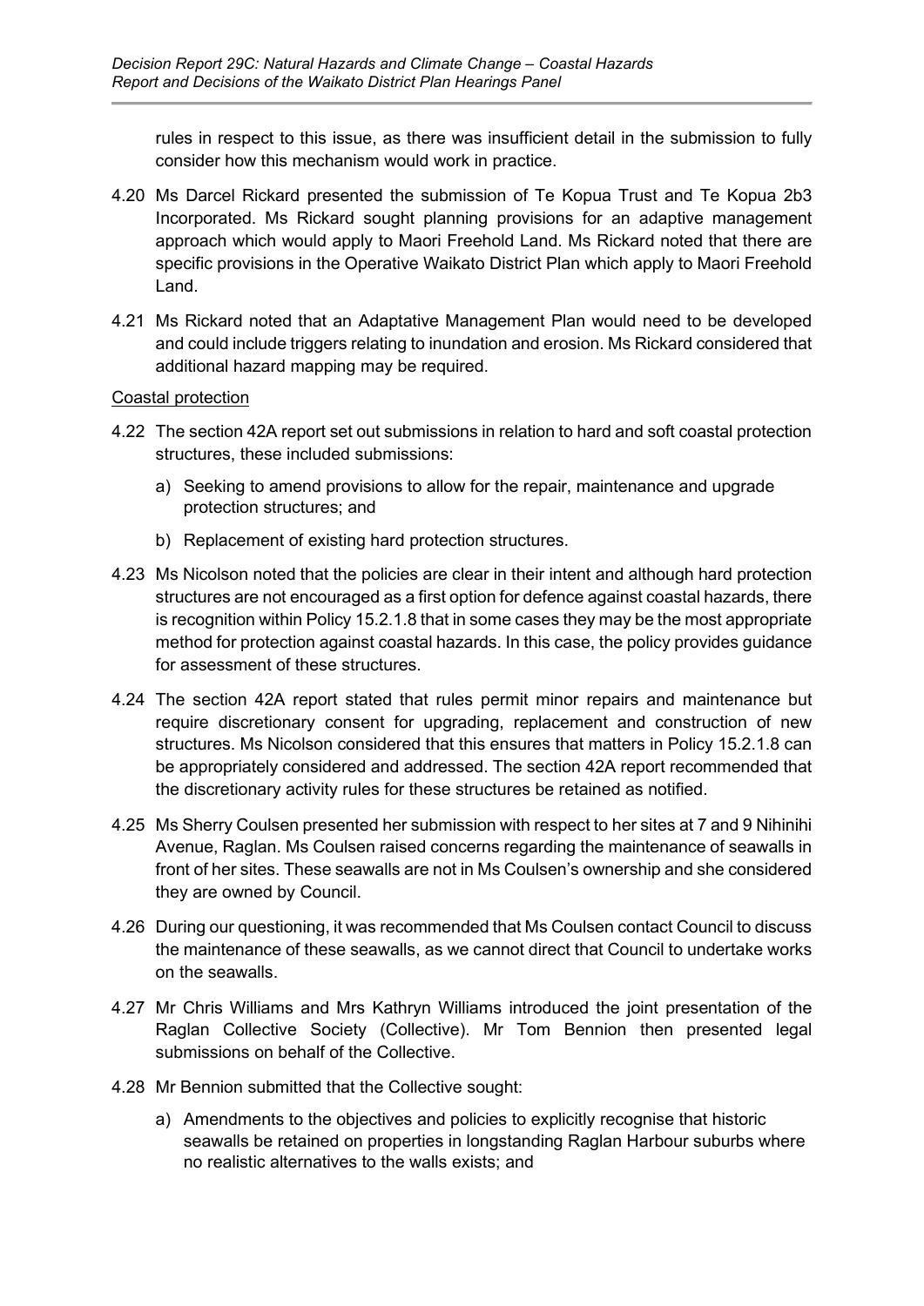rules in respect to this issue, as there was insufficient detail in the submission to fully consider how this mechanism would work in practice.

4.20 Ms Darcel Rickard presented the submission of Te Kopua Trust and Te Kopua 2b3 Incorporated. Ms Rickard sought planning provisions for an adaptive management approach which would apply to Maori Freehold Land. Ms Rickard noted that there are specific provisions in the Operative Waikato District Plan which apply to Maori Freehold Land.

4.21 Ms Rickard noted that an Adaptative Management Plan would need to be developed and could include triggers relating to inundation and erosion. Ms Rickard considered that additional hazard mapping may be required.

Coastal protection

4.22 The section 42A report set out submissions in relation to hard and soft coastal protection structures, these included submissions:

a) Seeking to amend provisions to allow for the repair, maintenance and upgrade protection structures; and

b) Replacement of existing hard protection structures.

4.23 Ms Nicolson noted that the policies are clear in their intent and although hard protection structures are not encouraged as a first option for defence against coastal hazards, there is recognition within Policy 15.2.1.8 that in some cases they may be the most appropriate method for protection against coastal hazards. In this case, the policy provides guidance for assessment of these structures.

4.24 The section 42A report stated that rules permit minor repairs and maintenance but require discretionary consent for upgrading, replacement and construction of new structures. Ms Nicolson considered that this ensures that matters in Policy 15.2.1.8 can be appropriately considered and addressed. The section 42A report recommended that the discretionary activity rules for these structures be retained as notified.

4.25 Ms Sherry Coulsen presented her submission with respect to her sites at 7 and 9 Nihinihi Avenue, Raglan. Ms Coulsen raised concerns regarding the maintenance of seawalls in front of her sites. These seawalls are not in Ms Coulsen's ownership and she considered they are owned by Council.

4.26 During our questioning, it was recommended that Ms Coulsen contact Council to discuss the maintenance of these seawalls, as we cannot direct that Council to undertake works on the seawalls.

4.27 Mr Chris Williams and Mrs Kathryn Williams introduced the joint presentation of the Raglan Collective Society (Collective). Mr Tom Bennion then presented legal submissions on behalf of the Collective.

4.28 Mr Bennion submitted that the Collective sought:

a) Amendments to the objectives and policies to explicitly recognise that historic seawalls be retained on properties in longstanding Raglan Harbour suburbs where no realistic alternatives to the walls exists; and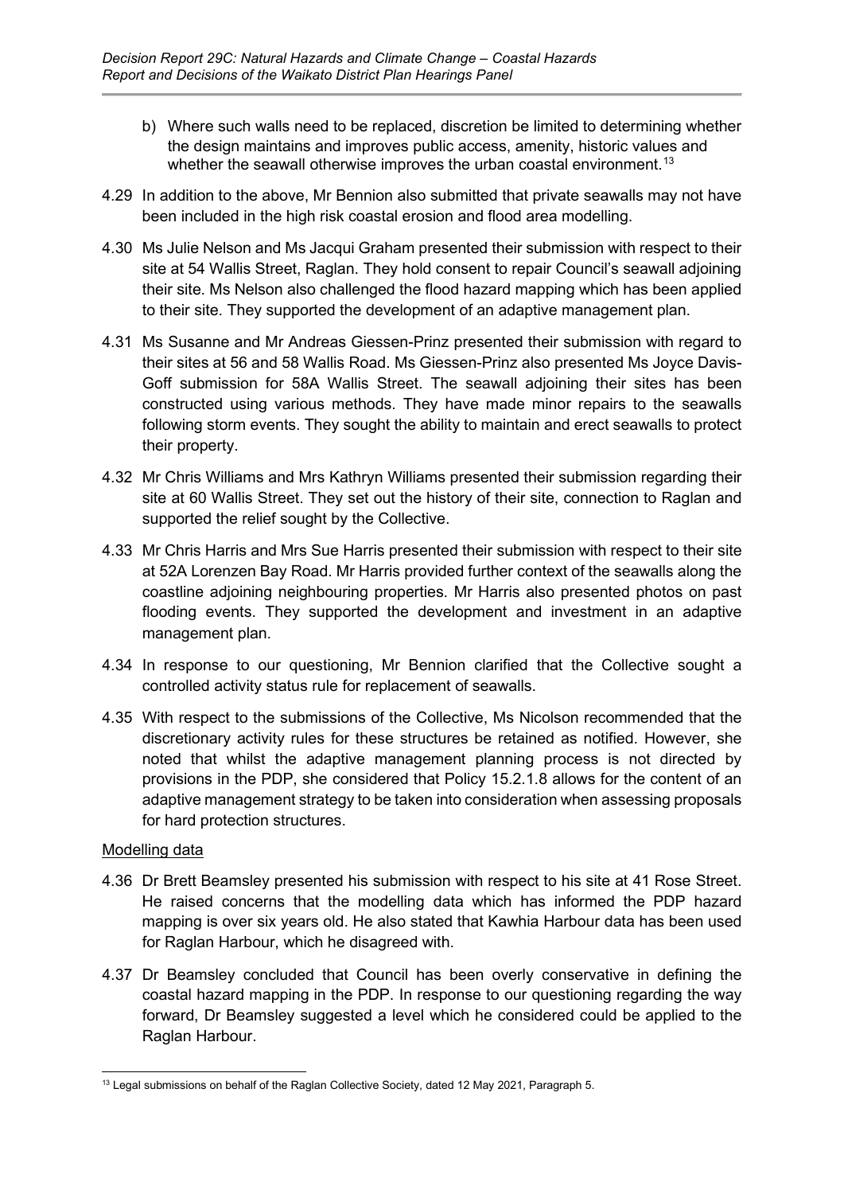b) Where such walls need to be replaced, discretion be limited to determining whether the design maintains and improves public access, amenity, historic values and whether the seawall otherwise improves the urban coastal environment.[13]

4.29 In addition to the above, Mr Bennion also submitted that private seawalls may not have been included in the high risk coastal erosion and flood area modelling.

4.30 Ms Julie Nelson and Ms Jacqui Graham presented their submission with respect to their site at 54 Wallis Street, Raglan. They hold consent to repair Council's seawall adjoining their site. Ms Nelson also challenged the flood hazard mapping which has been applied to their site. They supported the development of an adaptive management plan.

4.31 Ms Susanne and Mr Andreas Giessen-Prinz presented their submission with regard to their sites at 56 and 58 Wallis Road. Ms Giessen-Prinz also presented Ms Joyce Davis-Goff submission for 58A Wallis Street. The seawall adjoining their sites has been constructed using various methods. They have made minor repairs to the seawalls following storm events. They sought the ability to maintain and erect seawalls to protect their property.

4.32 Mr Chris Williams and Mrs Kathryn Williams presented their submission regarding their site at 60 Wallis Street. They set out the history of their site, connection to Raglan and supported the relief sought by the Collective.

4.33 Mr Chris Harris and Mrs Sue Harris presented their submission with respect to their site at 52A Lorenzen Bay Road. Mr Harris provided further context of the seawalls along the coastline adjoining neighbouring properties. Mr Harris also presented photos on past flooding events. They supported the development and investment in an adaptive management plan.

4.34 In response to our questioning, Mr Bennion clarified that the Collective sought a controlled activity status rule for replacement of seawalls.

4.35 With respect to the submissions of the Collective, Ms Nicolson recommended that the discretionary activity rules for these structures be retained as notified. However, she noted that whilst the adaptive management planning process is not directed by provisions in the PDP, she considered that Policy 15.2.1.8 allows for the content of an adaptive management strategy to be taken into consideration when assessing proposals for hard protection structures.

Modelling data

4.36 Dr Brett Beamsley presented his submission with respect to his site at 41 Rose Street. He raised concerns that the modelling data which has informed the PDP hazard mapping is over six years old. He also stated that Kawhia Harbour data has been used for Raglan Harbour, which he disagreed with.

4.37 Dr Beamsley concluded that Council has been overly conservative in defining the coastal hazard mapping in the PDP. In response to our questioning regarding the way forward, Dr Beamsley suggested a level which he considered could be applied to the Raglan Harbour.

[13] Legal submissions on behalf of the Raglan Collective Society, dated 12 May 2021, Paragraph 5.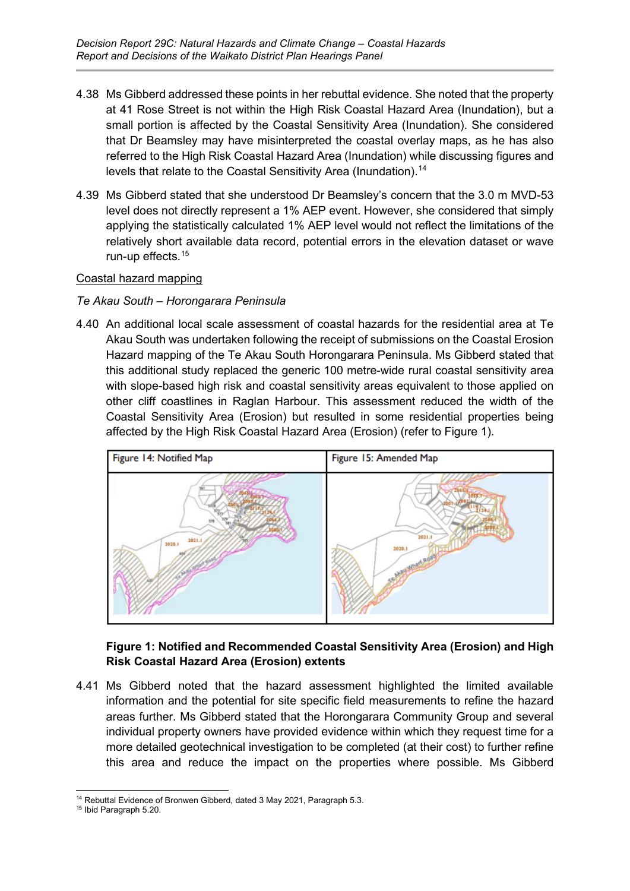4.38 Ms Gibberd addressed these points in her rebuttal evidence. She noted that the property at 41 Rose Street is not within the High Risk Coastal Hazard Area (Inundation), but a small portion is affected by the Coastal Sensitivity Area (Inundation). She considered that Dr Beamsley may have misinterpreted the coastal overlay maps, as he has also referred to the High Risk Coastal Hazard Area (Inundation) while discussing figures and levels that relate to the Coastal Sensitivity Area (Inundation).[14]

4.39 Ms Gibberd stated that she understood Dr Beamsley's concern that the 3.0 m MVD-53 level does not directly represent a 1% AEP event. However, she considered that simply applying the statistically calculated 1% AEP level would not reflect the limitations of the relatively short available data record, potential errors in the elevation dataset or wave run-up effects.[15]

<u>Coastal hazard mapping</u>

*Te Akau South – Horongarara Peninsula*

4.40 An additional local scale assessment of coastal hazards for the residential area at Te Akau South was undertaken following the receipt of submissions on the Coastal Erosion Hazard mapping of the Te Akau South Horongarara Peninsula. Ms Gibberd stated that this additional study replaced the generic 100 metre-wide rural coastal sensitivity area with slope-based high risk and coastal sensitivity areas equivalent to those applied on other cliff coastlines in Raglan Harbour. This assessment reduced the width of the Coastal Sensitivity Area (Erosion) but resulted in some residential properties being affected by the High Risk Coastal Hazard Area (Erosion) (refer to Figure 1).

| Figure 14: Notified Map | Figure 15: Amended Map |
| --- | --- |

**Figure 1: Notified and Recommended Coastal Sensitivity Area (Erosion) and High Risk Coastal Hazard Area (Erosion) extents**

4.41 Ms Gibberd noted that the hazard assessment highlighted the limited available information and the potential for site specific field measurements to refine the hazard areas further. Ms Gibberd stated that the Horongarara Community Group and several individual property owners have provided evidence within which they request time for a more detailed geotechnical investigation to be completed (at their cost) to further refine this area and reduce the impact on the properties where possible. Ms Gibberd

[14] Rebuttal Evidence of Bronwen Gibberd, dated 3 May 2021, Paragraph 5.3.

[15] Ibid Paragraph 5.20.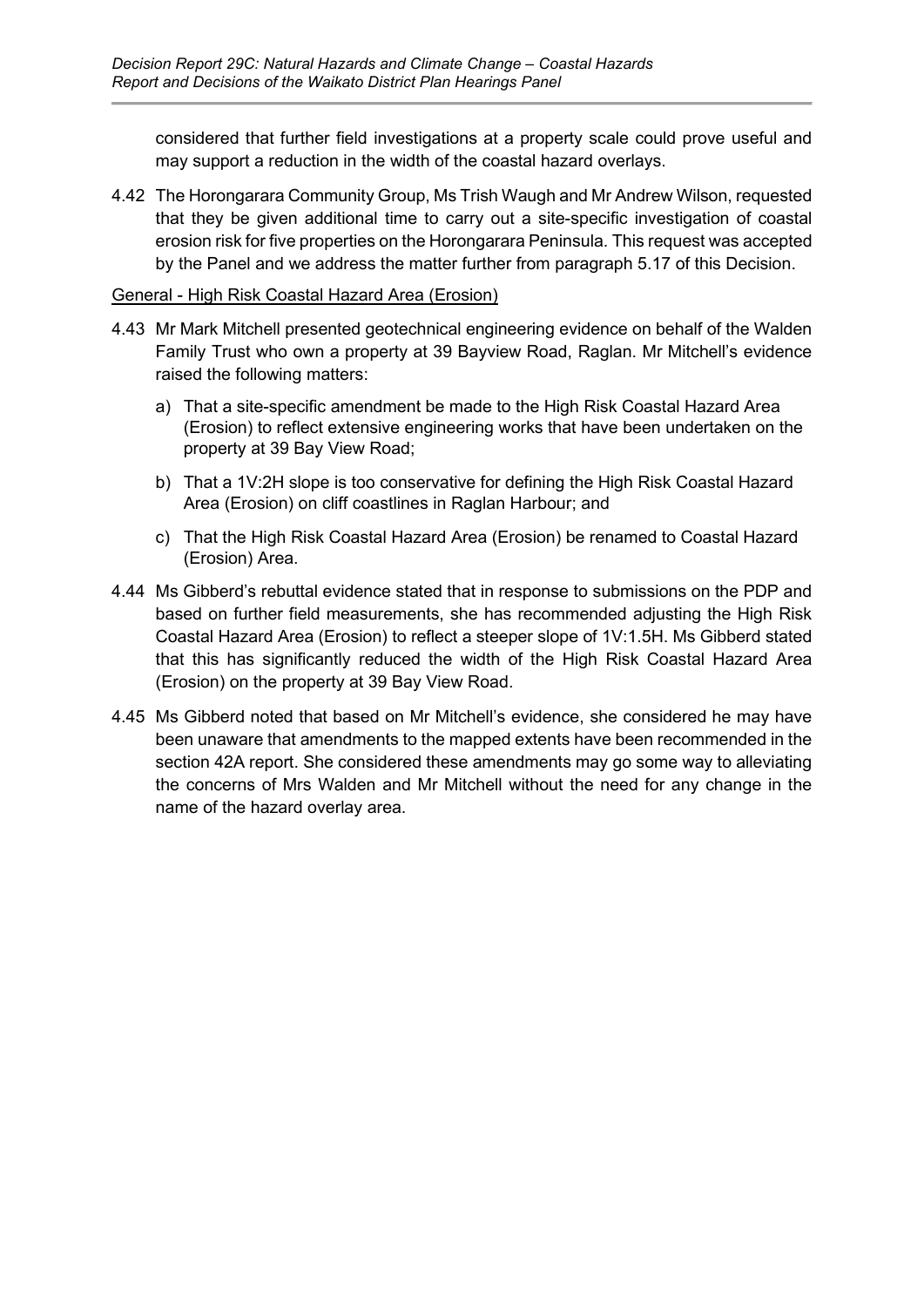considered that further field investigations at a property scale could prove useful and may support a reduction in the width of the coastal hazard overlays.

4.42 The Horongarara Community Group, Ms Trish Waugh and Mr Andrew Wilson, requested that they be given additional time to carry out a site-specific investigation of coastal erosion risk for five properties on the Horongarara Peninsula. This request was accepted by the Panel and we address the matter further from paragraph 5.17 of this Decision.

<u>General - High Risk Coastal Hazard Area (Erosion)</u>

4.43 Mr Mark Mitchell presented geotechnical engineering evidence on behalf of the Walden Family Trust who own a property at 39 Bayview Road, Raglan. Mr Mitchell's evidence raised the following matters:

a) That a site-specific amendment be made to the High Risk Coastal Hazard Area (Erosion) to reflect extensive engineering works that have been undertaken on the property at 39 Bay View Road;

b) That a 1V:2H slope is too conservative for defining the High Risk Coastal Hazard Area (Erosion) on cliff coastlines in Raglan Harbour; and

c) That the High Risk Coastal Hazard Area (Erosion) be renamed to Coastal Hazard (Erosion) Area.

4.44 Ms Gibberd's rebuttal evidence stated that in response to submissions on the PDP and based on further field measurements, she has recommended adjusting the High Risk Coastal Hazard Area (Erosion) to reflect a steeper slope of 1V:1.5H. Ms Gibberd stated that this has significantly reduced the width of the High Risk Coastal Hazard Area (Erosion) on the property at 39 Bay View Road.

4.45 Ms Gibberd noted that based on Mr Mitchell's evidence, she considered he may have been unaware that amendments to the mapped extents have been recommended in the section 42A report. She considered these amendments may go some way to alleviating the concerns of Mrs Walden and Mr Mitchell without the need for any change in the name of the hazard overlay area.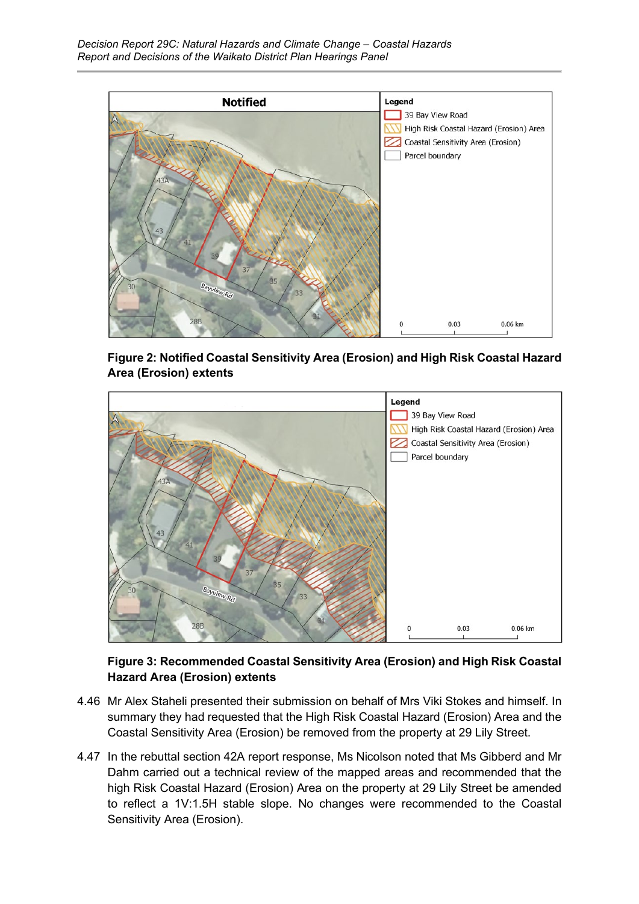**Figure 2: Notified Coastal Sensitivity Area (Erosion) and High Risk Coastal Hazard Area (Erosion) extents**

**Figure 3: Recommended Coastal Sensitivity Area (Erosion) and High Risk Coastal Hazard Area (Erosion) extents**

4.46 Mr Alex Staheli presented their submission on behalf of Mrs Viki Stokes and himself. In summary they had requested that the High Risk Coastal Hazard (Erosion) Area and the Coastal Sensitivity Area (Erosion) be removed from the property at 29 Lily Street.

4.47 In the rebuttal section 42A report response, Ms Nicolson noted that Ms Gibberd and Mr Dahm carried out a technical review of the mapped areas and recommended that the high Risk Coastal Hazard (Erosion) Area on the property at 29 Lily Street be amended to reflect a 1V:1.5H stable slope. No changes were recommended to the Coastal Sensitivity Area (Erosion).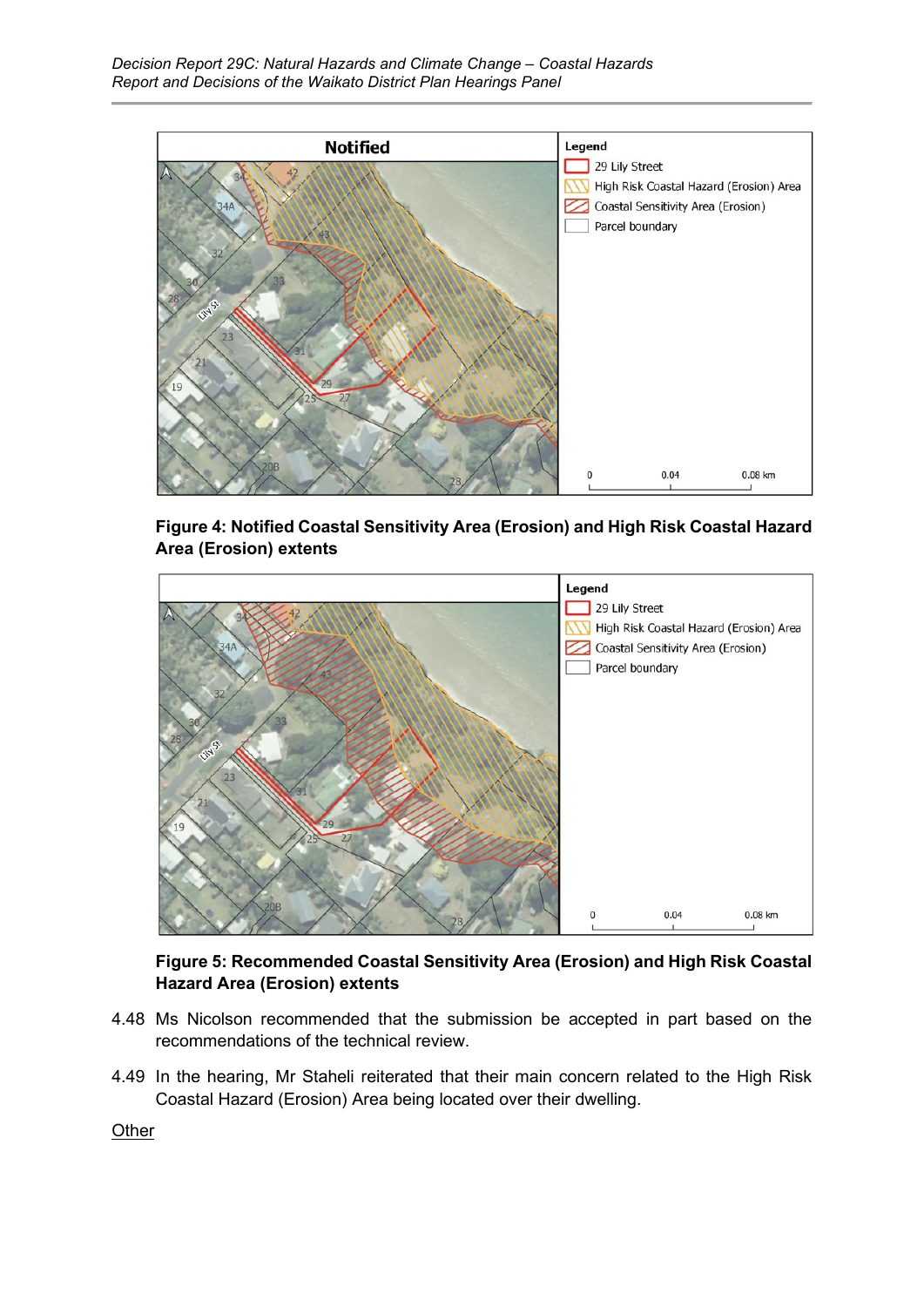**Figure 4: Notified Coastal Sensitivity Area (Erosion) and High Risk Coastal Hazard Area (Erosion) extents**

**Figure 5: Recommended Coastal Sensitivity Area (Erosion) and High Risk Coastal Hazard Area (Erosion) extents**

4.48 Ms Nicolson recommended that the submission be accepted in part based on the recommendations of the technical review.

4.49 In the hearing, Mr Staheli reiterated that their main concern related to the High Risk Coastal Hazard (Erosion) Area being located over their dwelling.

<u>Other</u>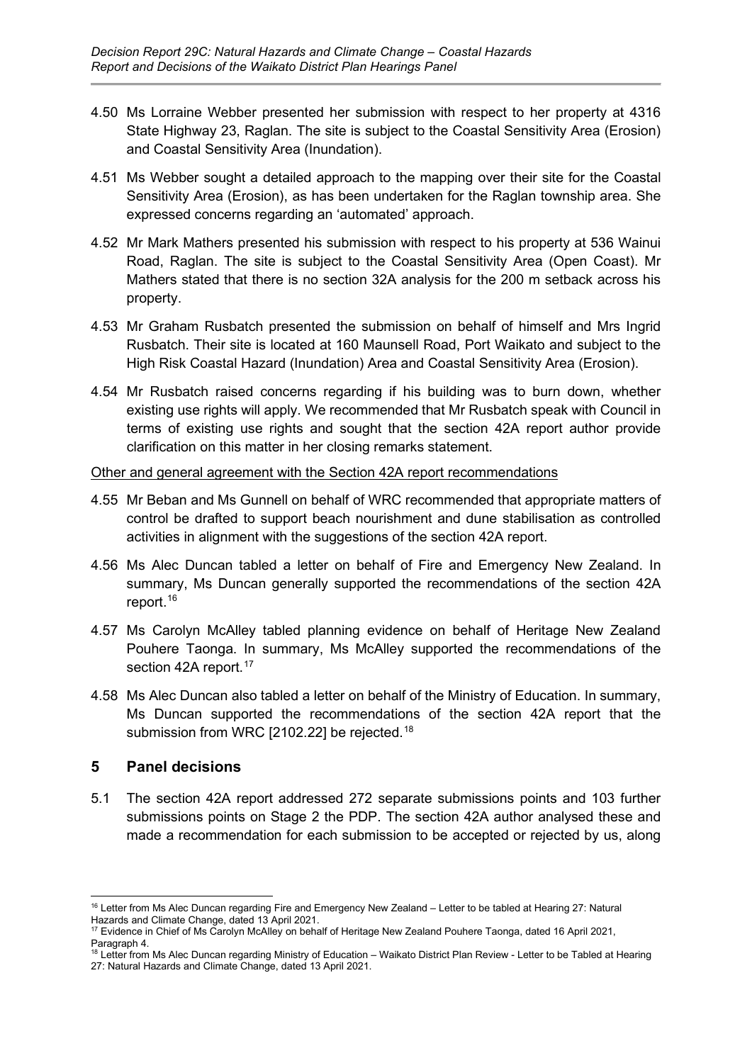4.50 Ms Lorraine Webber presented her submission with respect to her property at 4316 State Highway 23, Raglan. The site is subject to the Coastal Sensitivity Area (Erosion) and Coastal Sensitivity Area (Inundation).

4.51 Ms Webber sought a detailed approach to the mapping over their site for the Coastal Sensitivity Area (Erosion), as has been undertaken for the Raglan township area. She expressed concerns regarding an 'automated' approach.

4.52 Mr Mark Mathers presented his submission with respect to his property at 536 Wainui Road, Raglan. The site is subject to the Coastal Sensitivity Area (Open Coast). Mr Mathers stated that there is no section 32A analysis for the 200 m setback across his property.

4.53 Mr Graham Rusbatch presented the submission on behalf of himself and Mrs Ingrid Rusbatch. Their site is located at 160 Maunsell Road, Port Waikato and subject to the High Risk Coastal Hazard (Inundation) Area and Coastal Sensitivity Area (Erosion).

4.54 Mr Rusbatch raised concerns regarding if his building was to burn down, whether existing use rights will apply. We recommended that Mr Rusbatch speak with Council in terms of existing use rights and sought that the section 42A report author provide clarification on this matter in her closing remarks statement.

<u>Other and general agreement with the Section 42A report recommendations</u>

4.55 Mr Beban and Ms Gunnell on behalf of WRC recommended that appropriate matters of control be drafted to support beach nourishment and dune stabilisation as controlled activities in alignment with the suggestions of the section 42A report.

4.56 Ms Alec Duncan tabled a letter on behalf of Fire and Emergency New Zealand. In summary, Ms Duncan generally supported the recommendations of the section 42A report.[16]

4.57 Ms Carolyn McAlley tabled planning evidence on behalf of Heritage New Zealand Pouhere Taonga. In summary, Ms McAlley supported the recommendations of the section 42A report.[17]

4.58 Ms Alec Duncan also tabled a letter on behalf of the Ministry of Education. In summary, Ms Duncan supported the recommendations of the section 42A report that the submission from WRC [2102.22] be rejected.[18]

## 5 Panel decisions

5.1 The section 42A report addressed 272 separate submissions points and 103 further submissions points on Stage 2 the PDP. The section 42A author analysed these and made a recommendation for each submission to be accepted or rejected by us, along

---

[16] Letter from Ms Alec Duncan regarding Fire and Emergency New Zealand – Letter to be tabled at Hearing 27: Natural Hazards and Climate Change, dated 13 April 2021.

[17] Evidence in Chief of Ms Carolyn McAlley on behalf of Heritage New Zealand Pouhere Taonga, dated 16 April 2021, Paragraph 4.

[18] Letter from Ms Alec Duncan regarding Ministry of Education – Waikato District Plan Review - Letter to be Tabled at Hearing 27: Natural Hazards and Climate Change, dated 13 April 2021.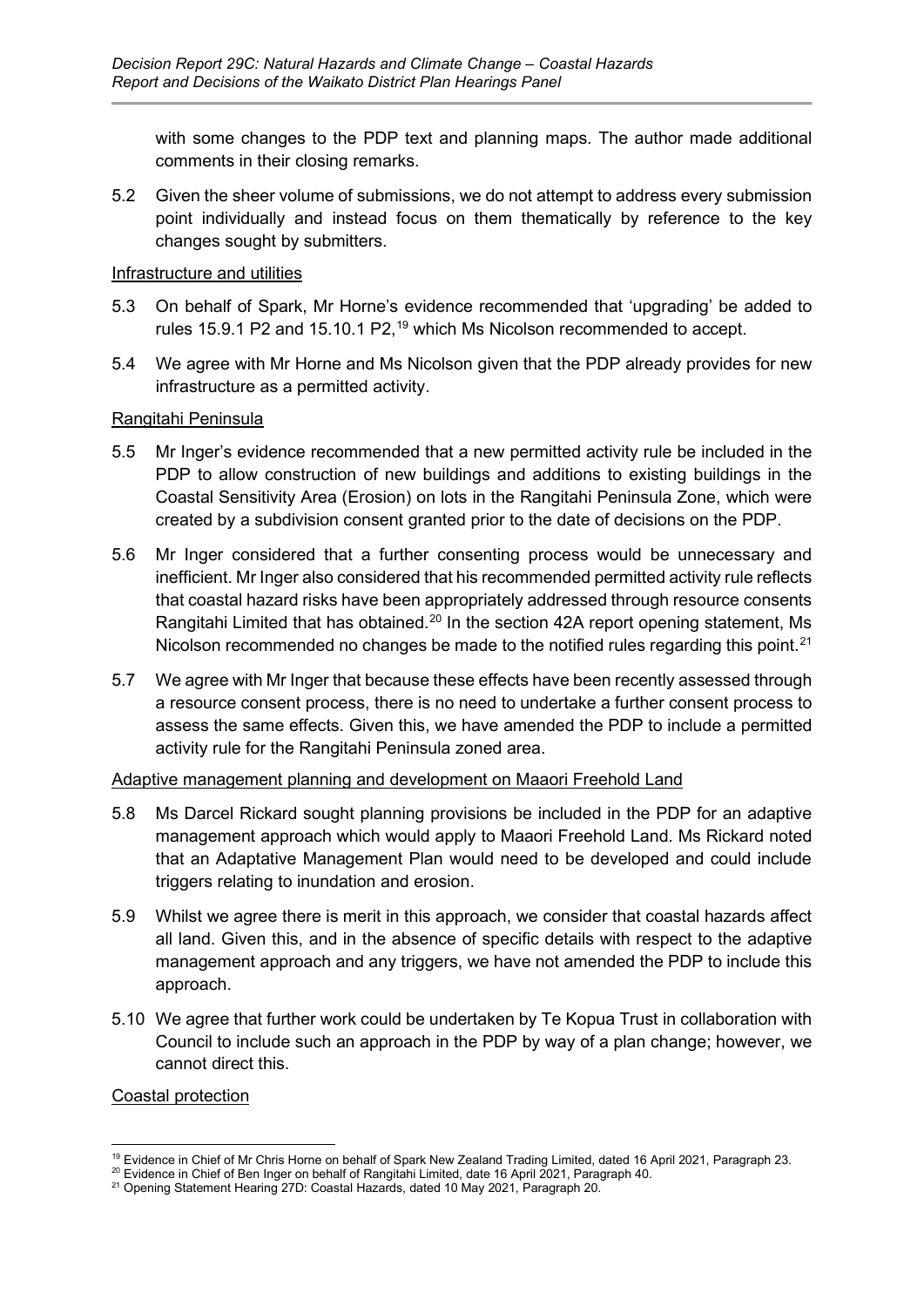with some changes to the PDP text and planning maps. The author made additional comments in their closing remarks.

5.2 Given the sheer volume of submissions, we do not attempt to address every submission point individually and instead focus on them thematically by reference to the key changes sought by submitters.

<u>Infrastructure and utilities</u>

5.3 On behalf of Spark, Mr Horne's evidence recommended that 'upgrading' be added to rules 15.9.1 P2 and 15.10.1 P2,[19] which Ms Nicolson recommended to accept.

5.4 We agree with Mr Horne and Ms Nicolson given that the PDP already provides for new infrastructure as a permitted activity.

<u>Rangitahi Peninsula</u>

5.5 Mr Inger's evidence recommended that a new permitted activity rule be included in the PDP to allow construction of new buildings and additions to existing buildings in the Coastal Sensitivity Area (Erosion) on lots in the Rangitahi Peninsula Zone, which were created by a subdivision consent granted prior to the date of decisions on the PDP.

5.6 Mr Inger considered that a further consenting process would be unnecessary and inefficient. Mr Inger also considered that his recommended permitted activity rule reflects that coastal hazard risks have been appropriately addressed through resource consents Rangitahi Limited that has obtained.[20] In the section 42A report opening statement, Ms Nicolson recommended no changes be made to the notified rules regarding this point.[21]

5.7 We agree with Mr Inger that because these effects have been recently assessed through a resource consent process, there is no need to undertake a further consent process to assess the same effects. Given this, we have amended the PDP to include a permitted activity rule for the Rangitahi Peninsula zoned area.

<u>Adaptive management planning and development on Maaori Freehold Land</u>

5.8 Ms Darcel Rickard sought planning provisions be included in the PDP for an adaptive management approach which would apply to Maaori Freehold Land. Ms Rickard noted that an Adaptative Management Plan would need to be developed and could include triggers relating to inundation and erosion.

5.9 Whilst we agree there is merit in this approach, we consider that coastal hazards affect all land. Given this, and in the absence of specific details with respect to the adaptive management approach and any triggers, we have not amended the PDP to include this approach.

5.10 We agree that further work could be undertaken by Te Kopua Trust in collaboration with Council to include such an approach in the PDP by way of a plan change; however, we cannot direct this.

<u>Coastal protection</u>

---

[19] Evidence in Chief of Mr Chris Horne on behalf of Spark New Zealand Trading Limited, dated 16 April 2021, Paragraph 23.

[20] Evidence in Chief of Ben Inger on behalf of Rangitahi Limited, date 16 April 2021, Paragraph 40.

[21] Opening Statement Hearing 27D: Coastal Hazards, dated 10 May 2021, Paragraph 20.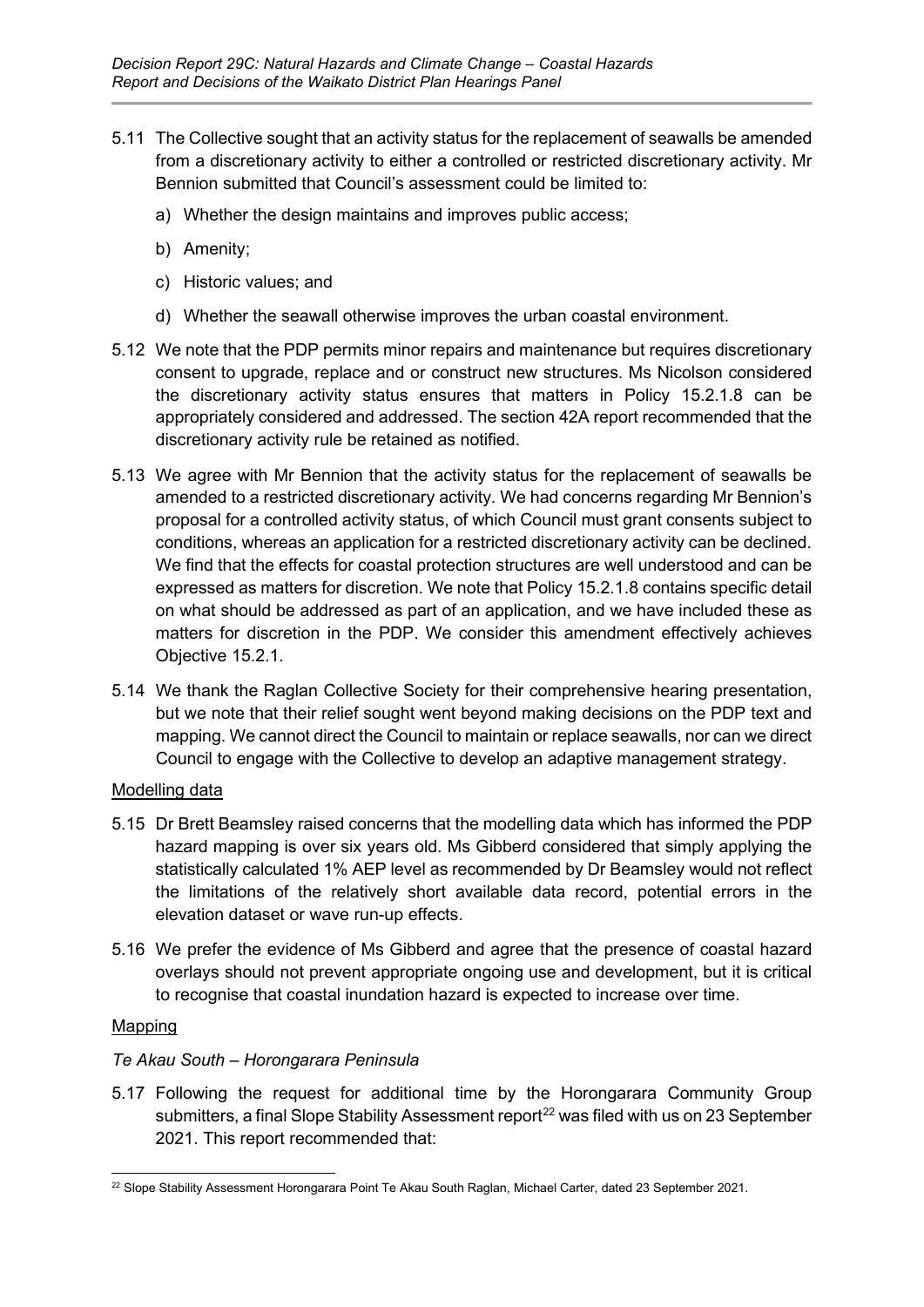5.11 The Collective sought that an activity status for the replacement of seawalls be amended from a discretionary activity to either a controlled or restricted discretionary activity. Mr Bennion submitted that Council's assessment could be limited to:

a) Whether the design maintains and improves public access;

b) Amenity;

c) Historic values; and

d) Whether the seawall otherwise improves the urban coastal environment.

5.12 We note that the PDP permits minor repairs and maintenance but requires discretionary consent to upgrade, replace and or construct new structures. Ms Nicolson considered the discretionary activity status ensures that matters in Policy 15.2.1.8 can be appropriately considered and addressed. The section 42A report recommended that the discretionary activity rule be retained as notified.

5.13 We agree with Mr Bennion that the activity status for the replacement of seawalls be amended to a restricted discretionary activity. We had concerns regarding Mr Bennion's proposal for a controlled activity status, of which Council must grant consents subject to conditions, whereas an application for a restricted discretionary activity can be declined. We find that the effects for coastal protection structures are well understood and can be expressed as matters for discretion. We note that Policy 15.2.1.8 contains specific detail on what should be addressed as part of an application, and we have included these as matters for discretion in the PDP. We consider this amendment effectively achieves Objective 15.2.1.

5.14 We thank the Raglan Collective Society for their comprehensive hearing presentation, but we note that their relief sought went beyond making decisions on the PDP text and mapping. We cannot direct the Council to maintain or replace seawalls, nor can we direct Council to engage with the Collective to develop an adaptive management strategy.

Modelling data

5.15 Dr Brett Beamsley raised concerns that the modelling data which has informed the PDP hazard mapping is over six years old. Ms Gibberd considered that simply applying the statistically calculated 1% AEP level as recommended by Dr Beamsley would not reflect the limitations of the relatively short available data record, potential errors in the elevation dataset or wave run-up effects.

5.16 We prefer the evidence of Ms Gibberd and agree that the presence of coastal hazard overlays should not prevent appropriate ongoing use and development, but it is critical to recognise that coastal inundation hazard is expected to increase over time.

Mapping

*Te Akau South – Horongarara Peninsula*

5.17 Following the request for additional time by the Horongarara Community Group submitters, a final Slope Stability Assessment report[22] was filed with us on 23 September 2021. This report recommended that:

[22] Slope Stability Assessment Horongarara Point Te Akau South Raglan, Michael Carter, dated 23 September 2021.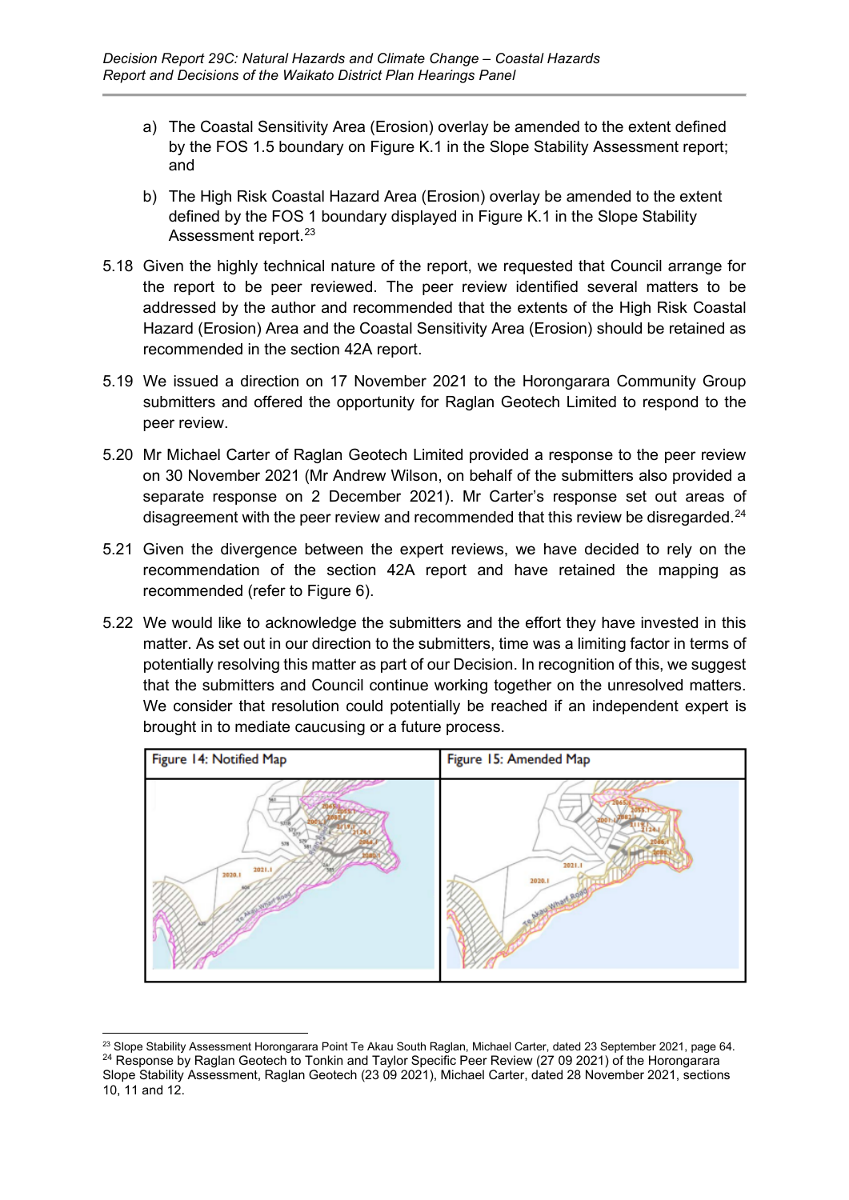a) The Coastal Sensitivity Area (Erosion) overlay be amended to the extent defined by the FOS 1.5 boundary on Figure K.1 in the Slope Stability Assessment report; and

b) The High Risk Coastal Hazard Area (Erosion) overlay be amended to the extent defined by the FOS 1 boundary displayed in Figure K.1 in the Slope Stability Assessment report.[23]

5.18 Given the highly technical nature of the report, we requested that Council arrange for the report to be peer reviewed. The peer review identified several matters to be addressed by the author and recommended that the extents of the High Risk Coastal Hazard (Erosion) Area and the Coastal Sensitivity Area (Erosion) should be retained as recommended in the section 42A report.

5.19 We issued a direction on 17 November 2021 to the Horongarara Community Group submitters and offered the opportunity for Raglan Geotech Limited to respond to the peer review.

5.20 Mr Michael Carter of Raglan Geotech Limited provided a response to the peer review on 30 November 2021 (Mr Andrew Wilson, on behalf of the submitters also provided a separate response on 2 December 2021). Mr Carter's response set out areas of disagreement with the peer review and recommended that this review be disregarded.[24]

5.21 Given the divergence between the expert reviews, we have decided to rely on the recommendation of the section 42A report and have retained the mapping as recommended (refer to Figure 6).

5.22 We would like to acknowledge the submitters and the effort they have invested in this matter. As set out in our direction to the submitters, time was a limiting factor in terms of potentially resolving this matter as part of our Decision. In recognition of this, we suggest that the submitters and Council continue working together on the unresolved matters. We consider that resolution could potentially be reached if an independent expert is brought in to mediate caucusing or a future process.

| Figure 14: Notified Map | Figure 15: Amended Map |
| --- | --- |
| | |

[23] Slope Stability Assessment Horongarara Point Te Akau South Raglan, Michael Carter, dated 23 September 2021, page 64.

[24] Response by Raglan Geotech to Tonkin and Taylor Specific Peer Review (27 09 2021) of the Horongarara Slope Stability Assessment, Raglan Geotech (23 09 2021), Michael Carter, dated 28 November 2021, sections 10, 11 and 12.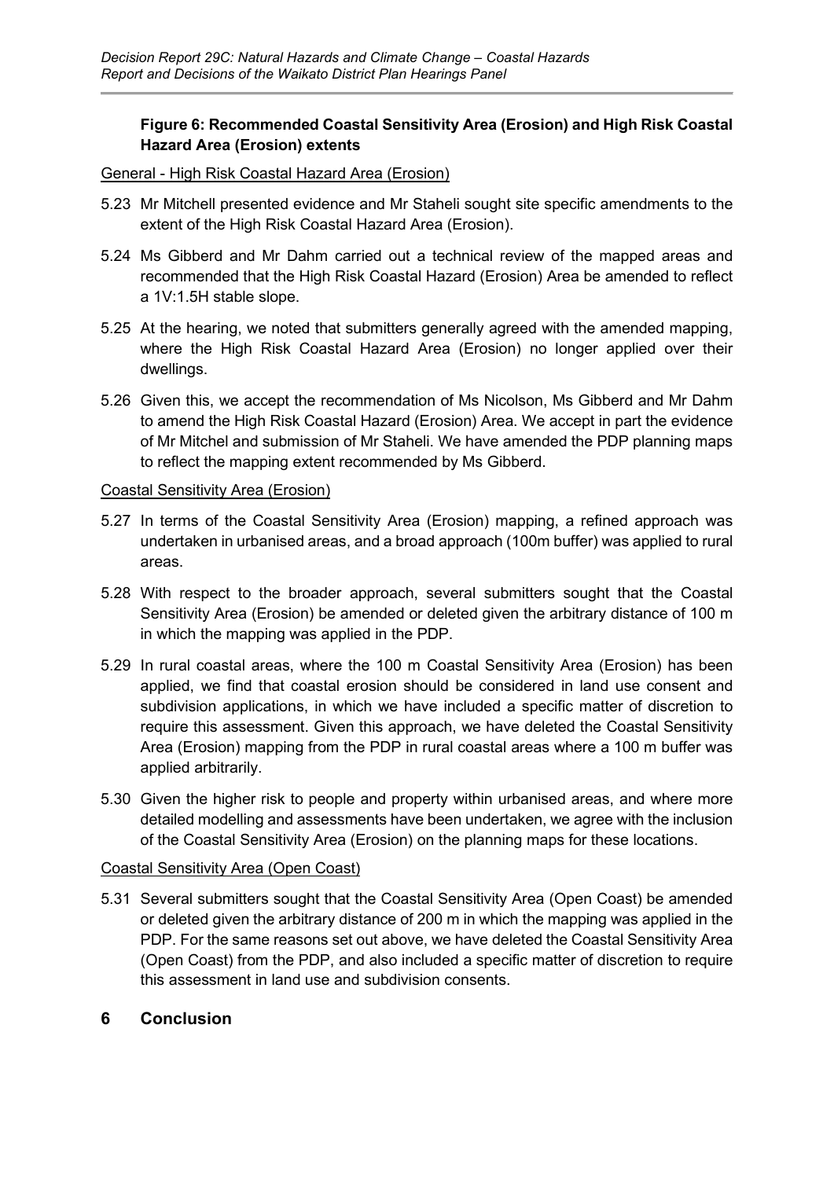**Figure 6: Recommended Coastal Sensitivity Area (Erosion) and High Risk Coastal Hazard Area (Erosion) extents**

General - High Risk Coastal Hazard Area (Erosion)

5.23 Mr Mitchell presented evidence and Mr Staheli sought site specific amendments to the extent of the High Risk Coastal Hazard Area (Erosion).

5.24 Ms Gibberd and Mr Dahm carried out a technical review of the mapped areas and recommended that the High Risk Coastal Hazard (Erosion) Area be amended to reflect a 1V:1.5H stable slope.

5.25 At the hearing, we noted that submitters generally agreed with the amended mapping, where the High Risk Coastal Hazard Area (Erosion) no longer applied over their dwellings.

5.26 Given this, we accept the recommendation of Ms Nicolson, Ms Gibberd and Mr Dahm to amend the High Risk Coastal Hazard (Erosion) Area. We accept in part the evidence of Mr Mitchel and submission of Mr Staheli. We have amended the PDP planning maps to reflect the mapping extent recommended by Ms Gibberd.

Coastal Sensitivity Area (Erosion)

5.27 In terms of the Coastal Sensitivity Area (Erosion) mapping, a refined approach was undertaken in urbanised areas, and a broad approach (100m buffer) was applied to rural areas.

5.28 With respect to the broader approach, several submitters sought that the Coastal Sensitivity Area (Erosion) be amended or deleted given the arbitrary distance of 100 m in which the mapping was applied in the PDP.

5.29 In rural coastal areas, where the 100 m Coastal Sensitivity Area (Erosion) has been applied, we find that coastal erosion should be considered in land use consent and subdivision applications, in which we have included a specific matter of discretion to require this assessment. Given this approach, we have deleted the Coastal Sensitivity Area (Erosion) mapping from the PDP in rural coastal areas where a 100 m buffer was applied arbitrarily.

5.30 Given the higher risk to people and property within urbanised areas, and where more detailed modelling and assessments have been undertaken, we agree with the inclusion of the Coastal Sensitivity Area (Erosion) on the planning maps for these locations.

Coastal Sensitivity Area (Open Coast)

5.31 Several submitters sought that the Coastal Sensitivity Area (Open Coast) be amended or deleted given the arbitrary distance of 200 m in which the mapping was applied in the PDP. For the same reasons set out above, we have deleted the Coastal Sensitivity Area (Open Coast) from the PDP, and also included a specific matter of discretion to require this assessment in land use and subdivision consents.

## 6 Conclusion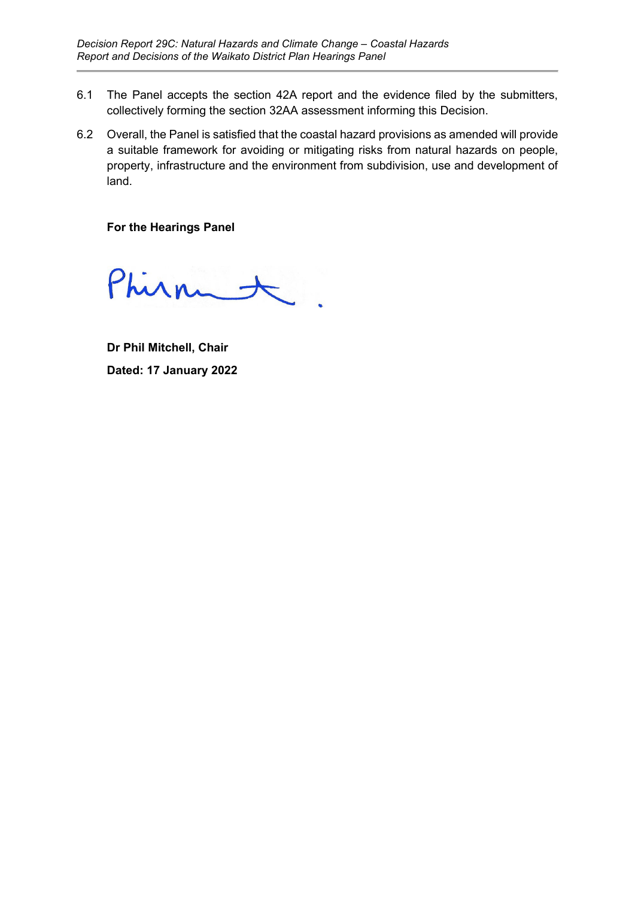6.1 The Panel accepts the section 42A report and the evidence filed by the submitters, collectively forming the section 32AA assessment informing this Decision.

6.2 Overall, the Panel is satisfied that the coastal hazard provisions as amended will provide a suitable framework for avoiding or mitigating risks from natural hazards on people, property, infrastructure and the environment from subdivision, use and development of land.

**For the Hearings Panel**

**Dr Phil Mitchell, Chair**

**Dated: 17 January 2022**